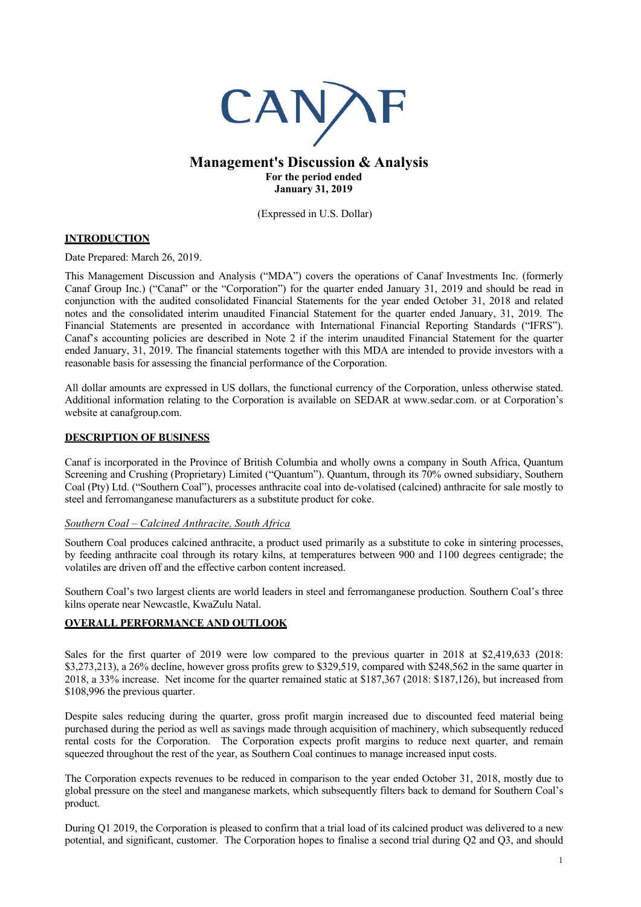CANAF

# Management's Discussion & Analysis

**For the period ended**
**January 31, 2019**

(Expressed in U.S. Dollar)

## INTRODUCTION

Date Prepared: March 26, 2019.

This Management Discussion and Analysis ("MDA") covers the operations of Canaf Investments Inc. (formerly Canaf Group Inc.) ("Canaf" or the "Corporation") for the quarter ended January 31, 2019 and should be read in conjunction with the audited consolidated Financial Statements for the year ended October 31, 2018 and related notes and the consolidated interim unaudited Financial Statement for the quarter ended January, 31, 2019. The Financial Statements are presented in accordance with International Financial Reporting Standards ("IFRS"). Canaf's accounting policies are described in Note 2 if the interim unaudited Financial Statement for the quarter ended January, 31, 2019. The financial statements together with this MDA are intended to provide investors with a reasonable basis for assessing the financial performance of the Corporation.

All dollar amounts are expressed in US dollars, the functional currency of the Corporation, unless otherwise stated. Additional information relating to the Corporation is available on SEDAR at www.sedar.com. or at Corporation's website at canafgroup.com.

## DESCRIPTION OF BUSINESS

Canaf is incorporated in the Province of British Columbia and wholly owns a company in South Africa, Quantum Screening and Crushing (Proprietary) Limited ("Quantum"). Quantum, through its 70% owned subsidiary, Southern Coal (Pty) Ltd. ("Southern Coal"), processes anthracite coal into de-volatised (calcined) anthracite for sale mostly to steel and ferromanganese manufacturers as a substitute product for coke.

*Southern Coal – Calcined Anthracite, South Africa*

Southern Coal produces calcined anthracite, a product used primarily as a substitute to coke in sintering processes, by feeding anthracite coal through its rotary kilns, at temperatures between 900 and 1100 degrees centigrade; the volatiles are driven off and the effective carbon content increased.

Southern Coal's two largest clients are world leaders in steel and ferromanganese production. Southern Coal's three kilns operate near Newcastle, KwaZulu Natal.

## OVERALL PERFORMANCE AND OUTLOOK

Sales for the first quarter of 2019 were low compared to the previous quarter in 2018 at $2,419,633 (2018: $3,273,213), a 26% decline, however gross profits grew to $329,519, compared with $248,562 in the same quarter in 2018, a 33% increase. Net income for the quarter remained static at $187,367 (2018: $187,126), but increased from $108,996 the previous quarter.

Despite sales reducing during the quarter, gross profit margin increased due to discounted feed material being purchased during the period as well as savings made through acquisition of machinery, which subsequently reduced rental costs for the Corporation. The Corporation expects profit margins to reduce next quarter, and remain squeezed throughout the rest of the year, as Southern Coal continues to manage increased input costs.

The Corporation expects revenues to be reduced in comparison to the year ended October 31, 2018, mostly due to global pressure on the steel and manganese markets, which subsequently filters back to demand for Southern Coal's product.

During Q1 2019, the Corporation is pleased to confirm that a trial load of its calcined product was delivered to a new potential, and significant, customer. The Corporation hopes to finalise a second trial during Q2 and Q3, and should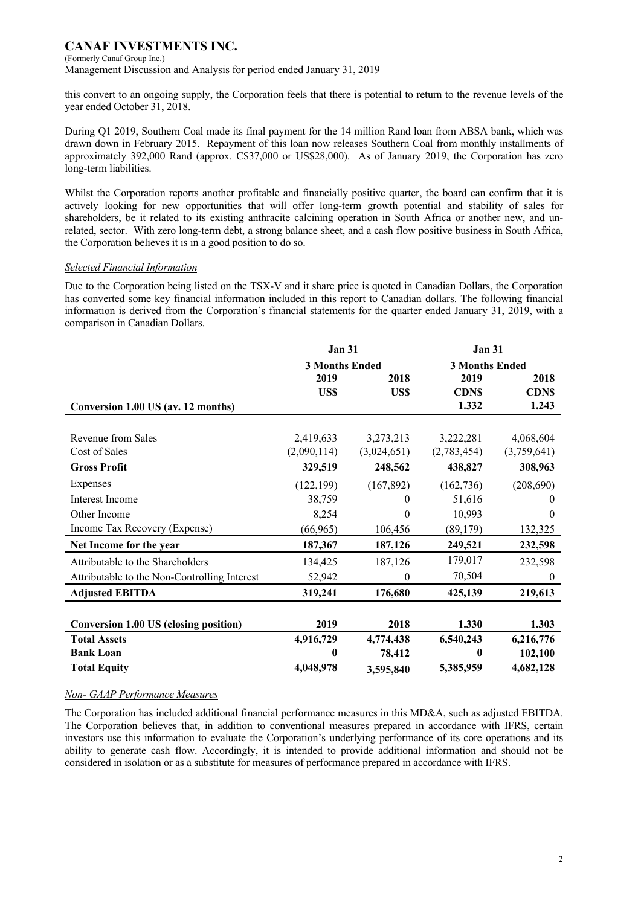this convert to an ongoing supply, the Corporation feels that there is potential to return to the revenue levels of the year ended October 31, 2018.

During Q1 2019, Southern Coal made its final payment for the 14 million Rand loan from ABSA bank, which was drawn down in February 2015. Repayment of this loan now releases Southern Coal from monthly installments of approximately 392,000 Rand (approx. C$37,000 or US$28,000). As of January 2019, the Corporation has zero long-term liabilities.

Whilst the Corporation reports another profitable and financially positive quarter, the board can confirm that it is actively looking for new opportunities that will offer long-term growth potential and stability of sales for shareholders, be it related to its existing anthracite calcining operation in South Africa or another new, and un-related, sector. With zero long-term debt, a strong balance sheet, and a cash flow positive business in South Africa, the Corporation believes it is in a good position to do so.

*Selected Financial Information*

Due to the Corporation being listed on the TSX-V and it share price is quoted in Canadian Dollars, the Corporation has converted some key financial information included in this report to Canadian dollars. The following financial information is derived from the Corporation's financial statements for the quarter ended January 31, 2019, with a comparison in Canadian Dollars.

| | **Jan 31** | | **Jan 31** | |
|---|---|---|---|---|
| | **3 Months Ended** | | **3 Months Ended** | |
| | **2019** | **2018** | **2019** | **2018** |
| | **US$** | **US$** | **CDN$** | **CDN$** |
| **Conversion 1.00 US (av. 12 months)** | | | **1.332** | **1.243** |
| Revenue from Sales | 2,419,633 | 3,273,213 | 3,222,281 | 4,068,604 |
| Cost of Sales | (2,090,114) | (3,024,651) | (2,783,454) | (3,759,641) |
| **Gross Profit** | **329,519** | **248,562** | **438,827** | **308,963** |
| Expenses | (122,199) | (167,892) | (162,736) | (208,690) |
| Interest Income | 38,759 | 0 | 51,616 | 0 |
| Other Income | 8,254 | 0 | 10,993 | 0 |
| Income Tax Recovery (Expense) | (66,965) | 106,456 | (89,179) | 132,325 |
| **Net Income for the year** | **187,367** | **187,126** | **249,521** | **232,598** |
| Attributable to the Shareholders | 134,425 | 187,126 | 179,017 | 232,598 |
| Attributable to the Non-Controlling Interest | 52,942 | 0 | 70,504 | 0 |
| **Adjusted EBITDA** | **319,241** | **176,680** | **425,139** | **219,613** |
| **Conversion 1.00 US (closing position)** | **2019** | **2018** | **1.330** | **1.303** |
| **Total Assets** | **4,916,729** | **4,774,438** | **6,540,243** | **6,216,776** |
| **Bank Loan** | **0** | **78,412** | **0** | **102,100** |
| **Total Equity** | **4,048,978** | **3,595,840** | **5,385,959** | **4,682,128** |

*Non- GAAP Performance Measures*

The Corporation has included additional financial performance measures in this MD&A, such as adjusted EBITDA. The Corporation believes that, in addition to conventional measures prepared in accordance with IFRS, certain investors use this information to evaluate the Corporation's underlying performance of its core operations and its ability to generate cash flow. Accordingly, it is intended to provide additional information and should not be considered in isolation or as a substitute for measures of performance prepared in accordance with IFRS.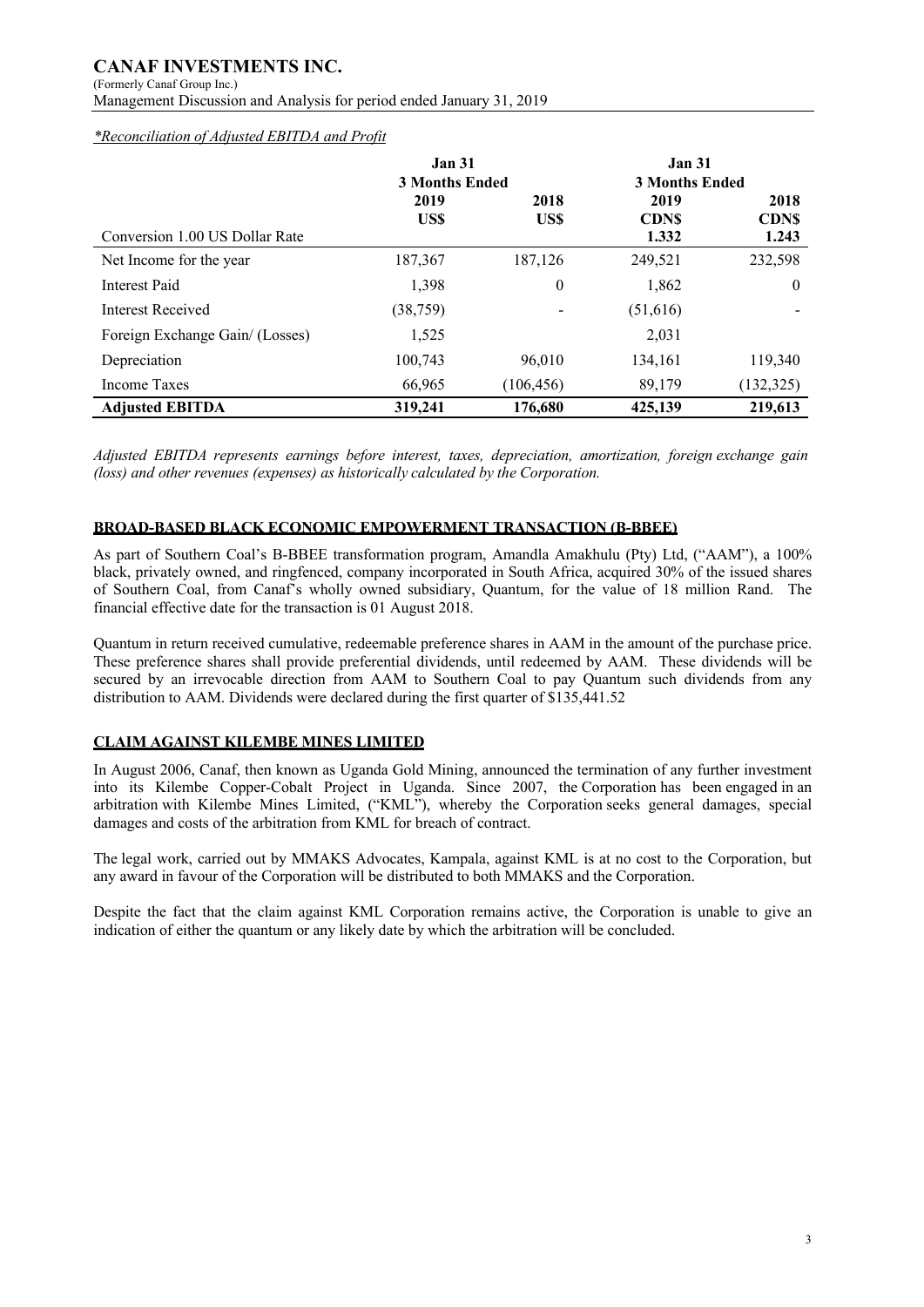*\*Reconciliation of Adjusted EBITDA and Profit*

| | Jan 31 3 Months Ended | | Jan 31 3 Months Ended | |
|---|---|---|---|---|
| | 2019 US$ | 2018 US$ | 2019 CDN$ | 2018 CDN$ |
| Conversion 1.00 US Dollar Rate | | | 1.332 | 1.243 |
| Net Income for the year | 187,367 | 187,126 | 249,521 | 232,598 |
| Interest Paid | 1,398 | 0 | 1,862 | 0 |
| Interest Received | (38,759) | - | (51,616) | - |
| Foreign Exchange Gain/ (Losses) | 1,525 | | 2,031 | |
| Depreciation | 100,743 | 96,010 | 134,161 | 119,340 |
| Income Taxes | 66,965 | (106,456) | 89,179 | (132,325) |
| **Adjusted EBITDA** | **319,241** | **176,680** | **425,139** | **219,613** |

*Adjusted EBITDA represents earnings before interest, taxes, depreciation, amortization, foreign exchange gain (loss) and other revenues (expenses) as historically calculated by the Corporation.*

## BROAD-BASED BLACK ECONOMIC EMPOWERMENT TRANSACTION (B-BBEE)

As part of Southern Coal's B-BBEE transformation program, Amandla Amakhulu (Pty) Ltd, ("AAM"), a 100% black, privately owned, and ringfenced, company incorporated in South Africa, acquired 30% of the issued shares of Southern Coal, from Canaf's wholly owned subsidiary, Quantum, for the value of 18 million Rand. The financial effective date for the transaction is 01 August 2018.

Quantum in return received cumulative, redeemable preference shares in AAM in the amount of the purchase price. These preference shares shall provide preferential dividends, until redeemed by AAM. These dividends will be secured by an irrevocable direction from AAM to Southern Coal to pay Quantum such dividends from any distribution to AAM. Dividends were declared during the first quarter of $135,441.52

## CLAIM AGAINST KILEMBE MINES LIMITED

In August 2006, Canaf, then known as Uganda Gold Mining, announced the termination of any further investment into its Kilembe Copper-Cobalt Project in Uganda. Since 2007, the Corporation has been engaged in an arbitration with Kilembe Mines Limited, ("KML"), whereby the Corporation seeks general damages, special damages and costs of the arbitration from KML for breach of contract.

The legal work, carried out by MMAKS Advocates, Kampala, against KML is at no cost to the Corporation, but any award in favour of the Corporation will be distributed to both MMAKS and the Corporation.

Despite the fact that the claim against KML Corporation remains active, the Corporation is unable to give an indication of either the quantum or any likely date by which the arbitration will be concluded.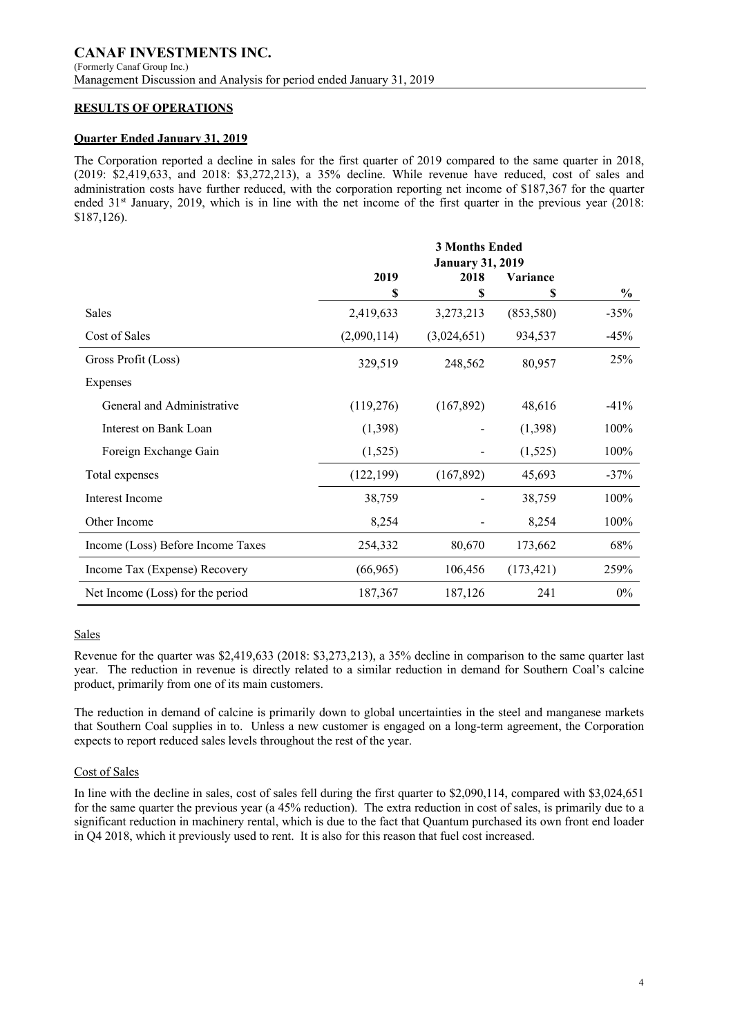# CANAF INVESTMENTS INC.

(Formerly Canaf Group Inc.)
Management Discussion and Analysis for period ended January 31, 2019

## RESULTS OF OPERATIONS

### Quarter Ended January 31, 2019

The Corporation reported a decline in sales for the first quarter of 2019 compared to the same quarter in 2018, (2019: \$2,419,633, and 2018: \$3,272,213), a 35% decline. While revenue have reduced, cost of sales and administration costs have further reduced, with the corporation reporting net income of \$187,367 for the quarter ended 31st January, 2019, which is in line with the net income of the first quarter in the previous year (2018: \$187,126).

| | 3 Months Ended January 31, 2019 | | | |
|---|---|---|---|---|
| | 2019 | 2018 | Variance | |
| | \$ | \$ | \$ | % |
| Sales | 2,419,633 | 3,273,213 | (853,580) | -35% |
| Cost of Sales | (2,090,114) | (3,024,651) | 934,537 | -45% |
| Gross Profit (Loss) | 329,519 | 248,562 | 80,957 | 25% |
| Expenses | | | | |
| General and Administrative | (119,276) | (167,892) | 48,616 | -41% |
| Interest on Bank Loan | (1,398) | - | (1,398) | 100% |
| Foreign Exchange Gain | (1,525) | - | (1,525) | 100% |
| Total expenses | (122,199) | (167,892) | 45,693 | -37% |
| Interest Income | 38,759 | - | 38,759 | 100% |
| Other Income | 8,254 | - | 8,254 | 100% |
| Income (Loss) Before Income Taxes | 254,332 | 80,670 | 173,662 | 68% |
| Income Tax (Expense) Recovery | (66,965) | 106,456 | (173,421) | 259% |
| Net Income (Loss) for the period | 187,367 | 187,126 | 241 | 0% |

#### Sales

Revenue for the quarter was \$2,419,633 (2018: \$3,273,213), a 35% decline in comparison to the same quarter last year. The reduction in revenue is directly related to a similar reduction in demand for Southern Coal's calcine product, primarily from one of its main customers.

The reduction in demand of calcine is primarily down to global uncertainties in the steel and manganese markets that Southern Coal supplies in to. Unless a new customer is engaged on a long-term agreement, the Corporation expects to report reduced sales levels throughout the rest of the year.

#### Cost of Sales

In line with the decline in sales, cost of sales fell during the first quarter to \$2,090,114, compared with \$3,024,651 for the same quarter the previous year (a 45% reduction). The extra reduction in cost of sales, is primarily due to a significant reduction in machinery rental, which is due to the fact that Quantum purchased its own front end loader in Q4 2018, which it previously used to rent. It is also for this reason that fuel cost increased.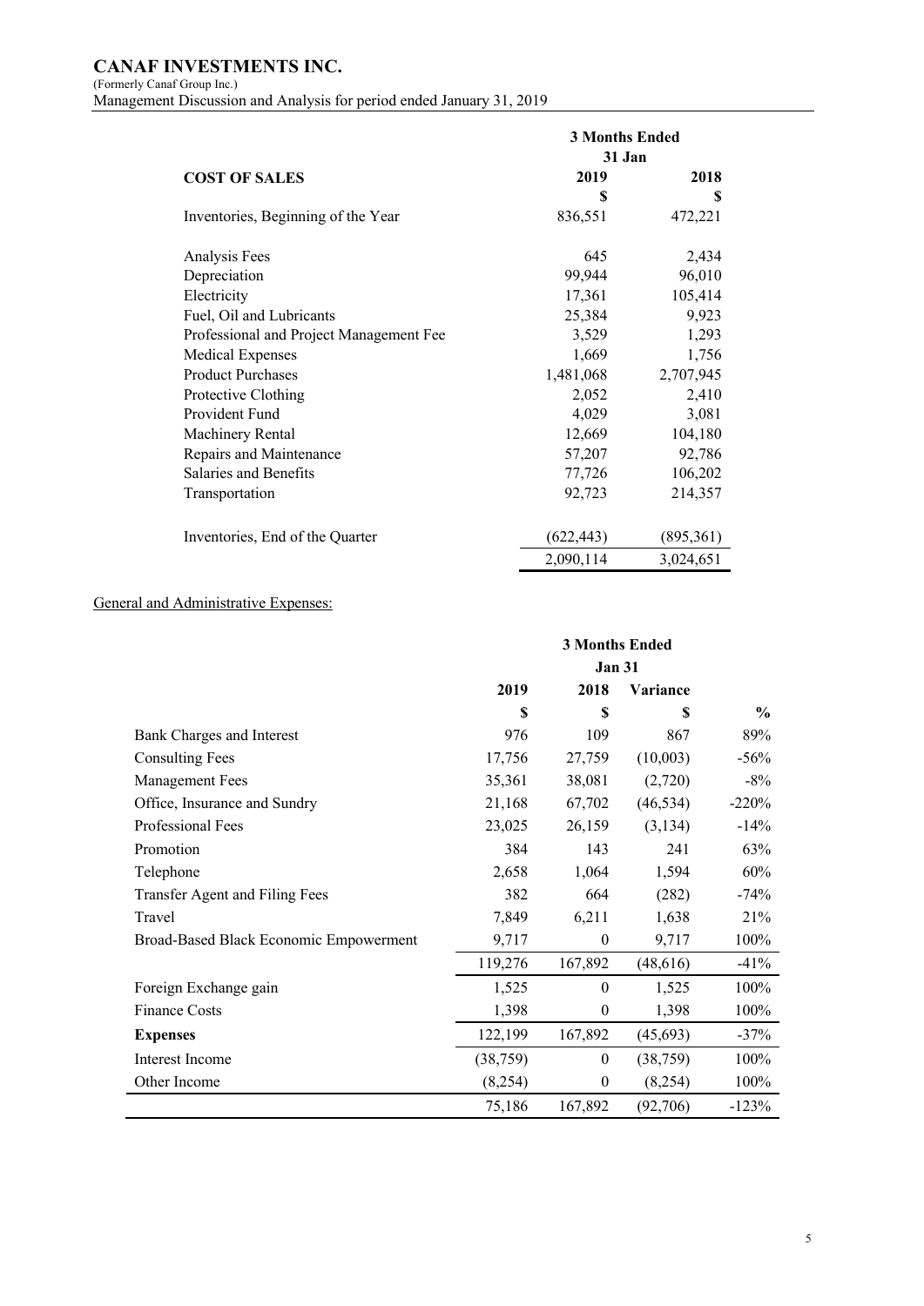| COST OF SALES | 3 Months Ended 31 Jan | |
|---|---|---|
| | 2019 | 2018 |
| | $ | $ |
| Inventories, Beginning of the Year | 836,551 | 472,221 |
| Analysis Fees | 645 | 2,434 |
| Depreciation | 99,944 | 96,010 |
| Electricity | 17,361 | 105,414 |
| Fuel, Oil and Lubricants | 25,384 | 9,923 |
| Professional and Project Management Fee | 3,529 | 1,293 |
| Medical Expenses | 1,669 | 1,756 |
| Product Purchases | 1,481,068 | 2,707,945 |
| Protective Clothing | 2,052 | 2,410 |
| Provident Fund | 4,029 | 3,081 |
| Machinery Rental | 12,669 | 104,180 |
| Repairs and Maintenance | 57,207 | 92,786 |
| Salaries and Benefits | 77,726 | 106,202 |
| Transportation | 92,723 | 214,357 |
| Inventories, End of the Quarter | (622,443) | (895,361) |
| | 2,090,114 | 3,024,651 |

General and Administrative Expenses:

| | 3 Months Ended Jan 31 | | | |
|---|---|---|---|---|
| | 2019 | 2018 | Variance | |
| | $ | $ | $ | % |
| Bank Charges and Interest | 976 | 109 | 867 | 89% |
| Consulting Fees | 17,756 | 27,759 | (10,003) | -56% |
| Management Fees | 35,361 | 38,081 | (2,720) | -8% |
| Office, Insurance and Sundry | 21,168 | 67,702 | (46,534) | -220% |
| Professional Fees | 23,025 | 26,159 | (3,134) | -14% |
| Promotion | 384 | 143 | 241 | 63% |
| Telephone | 2,658 | 1,064 | 1,594 | 60% |
| Transfer Agent and Filing Fees | 382 | 664 | (282) | -74% |
| Travel | 7,849 | 6,211 | 1,638 | 21% |
| Broad-Based Black Economic Empowerment | 9,717 | 0 | 9,717 | 100% |
| | 119,276 | 167,892 | (48,616) | -41% |
| Foreign Exchange gain | 1,525 | 0 | 1,525 | 100% |
| Finance Costs | 1,398 | 0 | 1,398 | 100% |
| **Expenses** | 122,199 | 167,892 | (45,693) | -37% |
| Interest Income | (38,759) | 0 | (38,759) | 100% |
| Other Income | (8,254) | 0 | (8,254) | 100% |
| | 75,186 | 167,892 | (92,706) | -123% |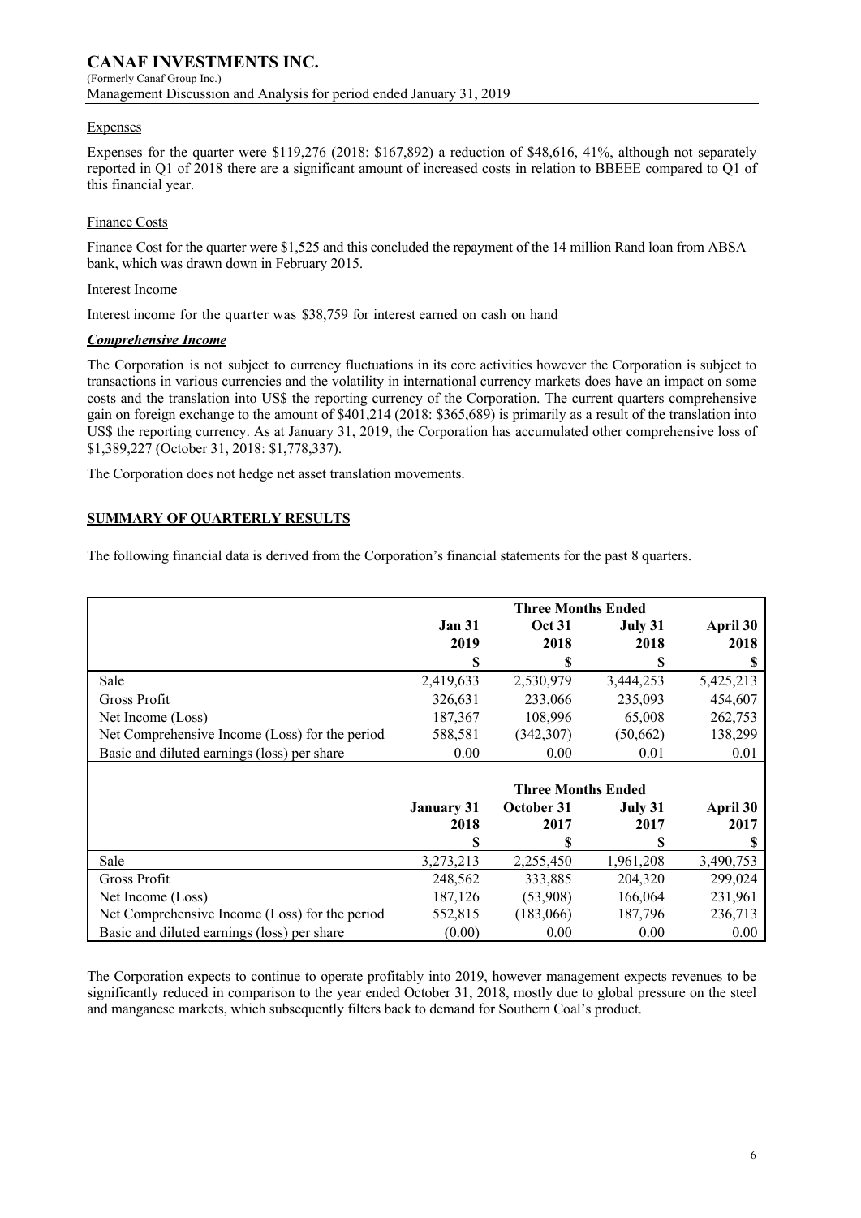#### Expenses

Expenses for the quarter were $119,276 (2018: $167,892) a reduction of $48,616, 41%, although not separately reported in Q1 of 2018 there are a significant amount of increased costs in relation to BBEEE compared to Q1 of this financial year.

#### Finance Costs

Finance Cost for the quarter were $1,525 and this concluded the repayment of the 14 million Rand loan from ABSA bank, which was drawn down in February 2015.

#### Interest Income

Interest income for the quarter was $38,759 for interest earned on cash on hand

#### *Comprehensive Income*

The Corporation is not subject to currency fluctuations in its core activities however the Corporation is subject to transactions in various currencies and the volatility in international currency markets does have an impact on some costs and the translation into US$ the reporting currency of the Corporation. The current quarters comprehensive gain on foreign exchange to the amount of $401,214 (2018: $365,689) is primarily as a result of the translation into US$ the reporting currency. As at January 31, 2019, the Corporation has accumulated other comprehensive loss of $1,389,227 (October 31, 2018: $1,778,337).

The Corporation does not hedge net asset translation movements.

## SUMMARY OF QUARTERLY RESULTS

The following financial data is derived from the Corporation's financial statements for the past 8 quarters.

| | Three Months Ended | | | |
|---|---|---|---|---|
| | Jan 31 2019 | Oct 31 2018 | July 31 2018 | April 30 2018 |
| | $ | $ | $ | $ |
| Sale | 2,419,633 | 2,530,979 | 3,444,253 | 5,425,213 |
| Gross Profit | 326,631 | 233,066 | 235,093 | 454,607 |
| Net Income (Loss) | 187,367 | 108,996 | 65,008 | 262,753 |
| Net Comprehensive Income (Loss) for the period | 588,581 | (342,307) | (50,662) | 138,299 |
| Basic and diluted earnings (loss) per share | 0.00 | 0.00 | 0.01 | 0.01 |

| | Three Months Ended | | | |
|---|---|---|---|---|
| | January 31 2018 | October 31 2017 | July 31 2017 | April 30 2017 |
| | $ | $ | $ | $ |
| Sale | 3,273,213 | 2,255,450 | 1,961,208 | 3,490,753 |
| Gross Profit | 248,562 | 333,885 | 204,320 | 299,024 |
| Net Income (Loss) | 187,126 | (53,908) | 166,064 | 231,961 |
| Net Comprehensive Income (Loss) for the period | 552,815 | (183,066) | 187,796 | 236,713 |
| Basic and diluted earnings (loss) per share | (0.00) | 0.00 | 0.00 | 0.00 |

The Corporation expects to continue to operate profitably into 2019, however management expects revenues to be significantly reduced in comparison to the year ended October 31, 2018, mostly due to global pressure on the steel and manganese markets, which subsequently filters back to demand for Southern Coal's product.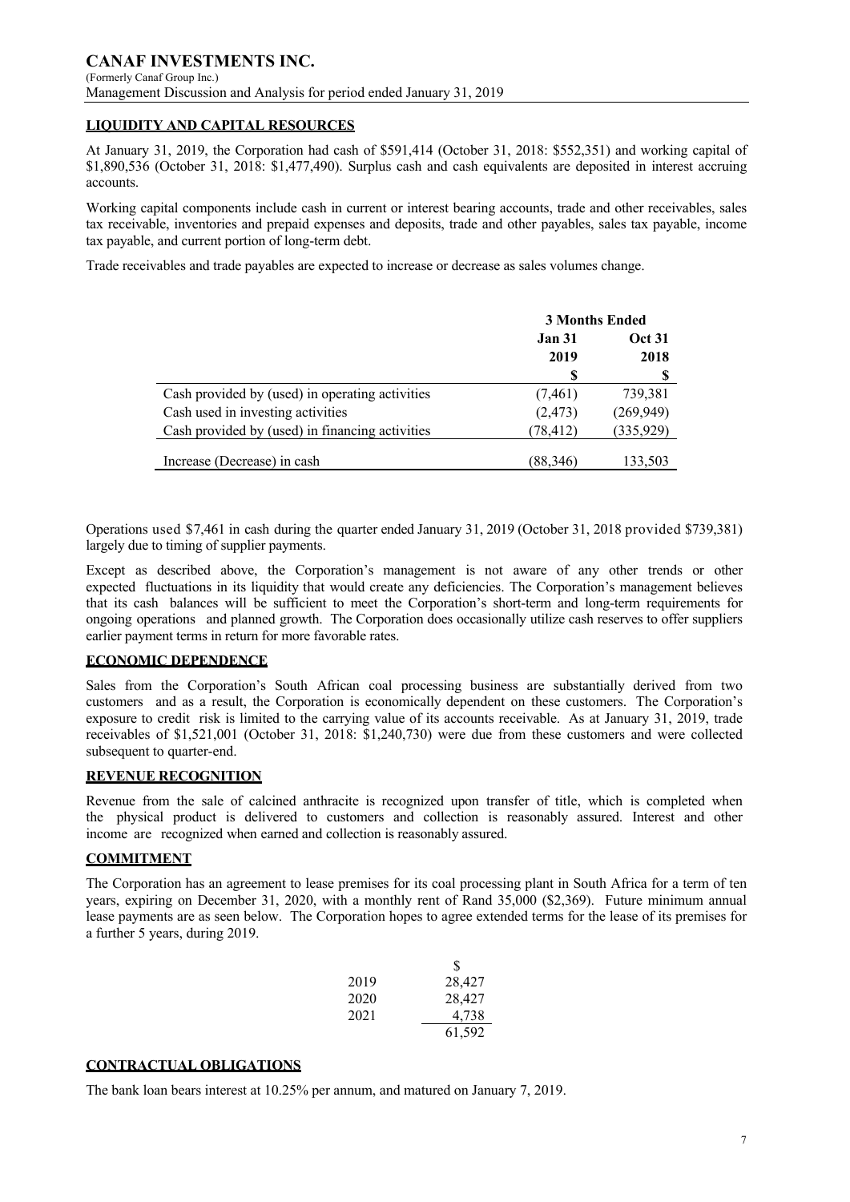## LIQUIDITY AND CAPITAL RESOURCES

At January 31, 2019, the Corporation had cash of $591,414 (October 31, 2018: $552,351) and working capital of $1,890,536 (October 31, 2018: $1,477,490). Surplus cash and cash equivalents are deposited in interest accruing accounts.

Working capital components include cash in current or interest bearing accounts, trade and other receivables, sales tax receivable, inventories and prepaid expenses and deposits, trade and other payables, sales tax payable, income tax payable, and current portion of long-term debt.

Trade receivables and trade payables are expected to increase or decrease as sales volumes change.

| | 3 Months Ended | |
|---|---|---|
| | Jan 31 2019 | Oct 31 2018 |
| | $ | $ |
| Cash provided by (used) in operating activities | (7,461) | 739,381 |
| Cash used in investing activities | (2,473) | (269,949) |
| Cash provided by (used) in financing activities | (78,412) | (335,929) |
| Increase (Decrease) in cash | (88,346) | 133,503 |

Operations used $7,461 in cash during the quarter ended January 31, 2019 (October 31, 2018 provided $739,381) largely due to timing of supplier payments.

Except as described above, the Corporation's management is not aware of any other trends or other expected fluctuations in its liquidity that would create any deficiencies. The Corporation's management believes that its cash balances will be sufficient to meet the Corporation's short-term and long-term requirements for ongoing operations and planned growth. The Corporation does occasionally utilize cash reserves to offer suppliers earlier payment terms in return for more favorable rates.

## ECONOMIC DEPENDENCE

Sales from the Corporation's South African coal processing business are substantially derived from two customers and as a result, the Corporation is economically dependent on these customers. The Corporation's exposure to credit risk is limited to the carrying value of its accounts receivable. As at January 31, 2019, trade receivables of $1,521,001 (October 31, 2018: $1,240,730) were due from these customers and were collected subsequent to quarter-end.

## REVENUE RECOGNITION

Revenue from the sale of calcined anthracite is recognized upon transfer of title, which is completed when the physical product is delivered to customers and collection is reasonably assured. Interest and other income are recognized when earned and collection is reasonably assured.

## COMMITMENT

The Corporation has an agreement to lease premises for its coal processing plant in South Africa for a term of ten years, expiring on December 31, 2020, with a monthly rent of Rand 35,000 ($2,369). Future minimum annual lease payments are as seen below. The Corporation hopes to agree extended terms for the lease of its premises for a further 5 years, during 2019.

| | $ |
|---|---|
| 2019 | 28,427 |
| 2020 | 28,427 |
| 2021 | 4,738 |
| | 61,592 |

## CONTRACTUAL OBLIGATIONS

The bank loan bears interest at 10.25% per annum, and matured on January 7, 2019.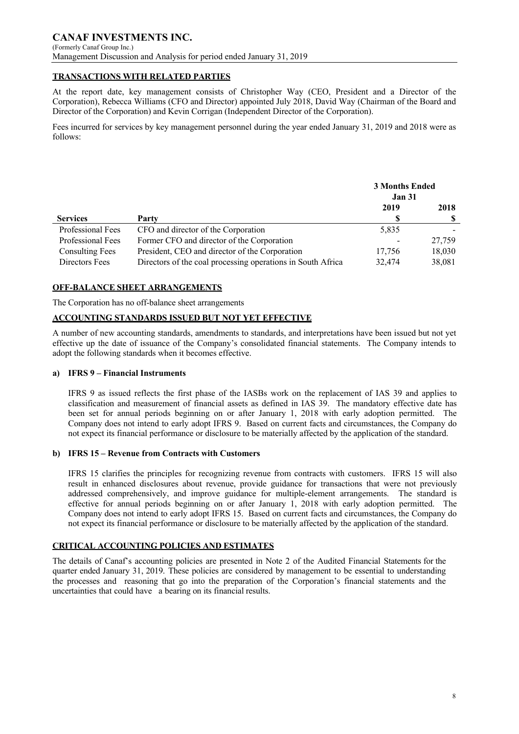**CANAF INVESTMENTS INC.**
(Formerly Canaf Group Inc.)
Management Discussion and Analysis for period ended January 31, 2019

## TRANSACTIONS WITH RELATED PARTIES

At the report date, key management consists of Christopher Way (CEO, President and a Director of the Corporation), Rebecca Williams (CFO and Director) appointed July 2018, David Way (Chairman of the Board and Director of the Corporation) and Kevin Corrigan (Independent Director of the Corporation).

Fees incurred for services by key management personnel during the year ended January 31, 2019 and 2018 were as follows:

| | | 3 Months Ended Jan 31 | |
|---|---|---|---|
| | | 2019 | 2018 |
| **Services** | **Party** | $ | $ |
| Professional Fees | CFO and director of the Corporation | 5,835 | - |
| Professional Fees | Former CFO and director of the Corporation | - | 27,759 |
| Consulting Fees | President, CEO and director of the Corporation | 17,756 | 18,030 |
| Directors Fees | Directors of the coal processing operations in South Africa | 32,474 | 38,081 |

## OFF-BALANCE SHEET ARRANGEMENTS

The Corporation has no off-balance sheet arrangements

## ACCOUNTING STANDARDS ISSUED BUT NOT YET EFFECTIVE

A number of new accounting standards, amendments to standards, and interpretations have been issued but not yet effective up the date of issuance of the Company's consolidated financial statements. The Company intends to adopt the following standards when it becomes effective.

### a) IFRS 9 – Financial Instruments

IFRS 9 as issued reflects the first phase of the IASBs work on the replacement of IAS 39 and applies to classification and measurement of financial assets as defined in IAS 39. The mandatory effective date has been set for annual periods beginning on or after January 1, 2018 with early adoption permitted. The Company does not intend to early adopt IFRS 9. Based on current facts and circumstances, the Company do not expect its financial performance or disclosure to be materially affected by the application of the standard.

### b) IFRS 15 – Revenue from Contracts with Customers

IFRS 15 clarifies the principles for recognizing revenue from contracts with customers. IFRS 15 will also result in enhanced disclosures about revenue, provide guidance for transactions that were not previously addressed comprehensively, and improve guidance for multiple-element arrangements. The standard is effective for annual periods beginning on or after January 1, 2018 with early adoption permitted. The Company does not intend to early adopt IFRS 15. Based on current facts and circumstances, the Company do not expect its financial performance or disclosure to be materially affected by the application of the standard.

## CRITICAL ACCOUNTING POLICIES AND ESTIMATES

The details of Canaf's accounting policies are presented in Note 2 of the Audited Financial Statements for the quarter ended January 31, 2019. These policies are considered by management to be essential to understanding the processes and reasoning that go into the preparation of the Corporation's financial statements and the uncertainties that could have a bearing on its financial results.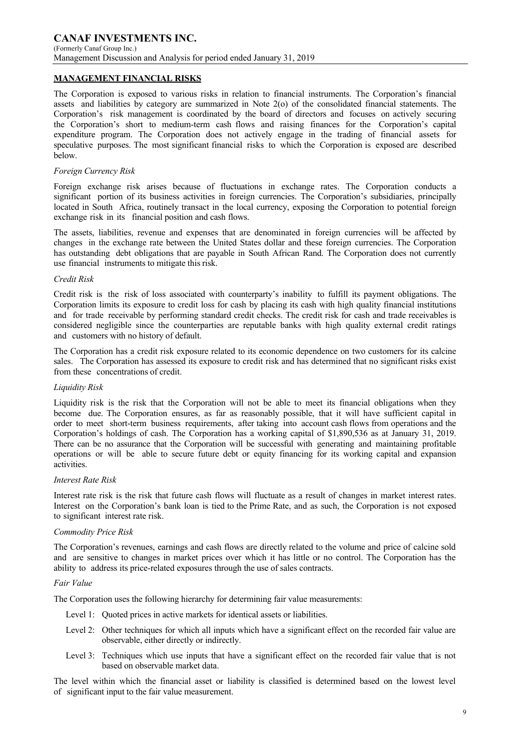## MANAGEMENT FINANCIAL RISKS

The Corporation is exposed to various risks in relation to financial instruments. The Corporation's financial assets and liabilities by category are summarized in Note 2(o) of the consolidated financial statements. The Corporation's risk management is coordinated by the board of directors and focuses on actively securing the Corporation's short to medium-term cash flows and raising finances for the Corporation's capital expenditure program. The Corporation does not actively engage in the trading of financial assets for speculative purposes. The most significant financial risks to which the Corporation is exposed are described below.

*Foreign Currency Risk*

Foreign exchange risk arises because of fluctuations in exchange rates. The Corporation conducts a significant portion of its business activities in foreign currencies. The Corporation's subsidiaries, principally located in South Africa, routinely transact in the local currency, exposing the Corporation to potential foreign exchange risk in its financial position and cash flows.

The assets, liabilities, revenue and expenses that are denominated in foreign currencies will be affected by changes in the exchange rate between the United States dollar and these foreign currencies. The Corporation has outstanding debt obligations that are payable in South African Rand. The Corporation does not currently use financial instruments to mitigate this risk.

*Credit Risk*

Credit risk is the risk of loss associated with counterparty's inability to fulfill its payment obligations. The Corporation limits its exposure to credit loss for cash by placing its cash with high quality financial institutions and for trade receivable by performing standard credit checks. The credit risk for cash and trade receivables is considered negligible since the counterparties are reputable banks with high quality external credit ratings and customers with no history of default.

The Corporation has a credit risk exposure related to its economic dependence on two customers for its calcine sales. The Corporation has assessed its exposure to credit risk and has determined that no significant risks exist from these concentrations of credit.

*Liquidity Risk*

Liquidity risk is the risk that the Corporation will not be able to meet its financial obligations when they become due. The Corporation ensures, as far as reasonably possible, that it will have sufficient capital in order to meet short-term business requirements, after taking into account cash flows from operations and the Corporation's holdings of cash. The Corporation has a working capital of $1,890,536 as at January 31, 2019. There can be no assurance that the Corporation will be successful with generating and maintaining profitable operations or will be able to secure future debt or equity financing for its working capital and expansion activities.

*Interest Rate Risk*

Interest rate risk is the risk that future cash flows will fluctuate as a result of changes in market interest rates. Interest on the Corporation's bank loan is tied to the Prime Rate, and as such, the Corporation is not exposed to significant interest rate risk.

*Commodity Price Risk*

The Corporation's revenues, earnings and cash flows are directly related to the volume and price of calcine sold and are sensitive to changes in market prices over which it has little or no control. The Corporation has the ability to address its price-related exposures through the use of sales contracts.

*Fair Value*

The Corporation uses the following hierarchy for determining fair value measurements:

- Level 1: Quoted prices in active markets for identical assets or liabilities.
- Level 2: Other techniques for which all inputs which have a significant effect on the recorded fair value are observable, either directly or indirectly.
- Level 3: Techniques which use inputs that have a significant effect on the recorded fair value that is not based on observable market data.

The level within which the financial asset or liability is classified is determined based on the lowest level of significant input to the fair value measurement.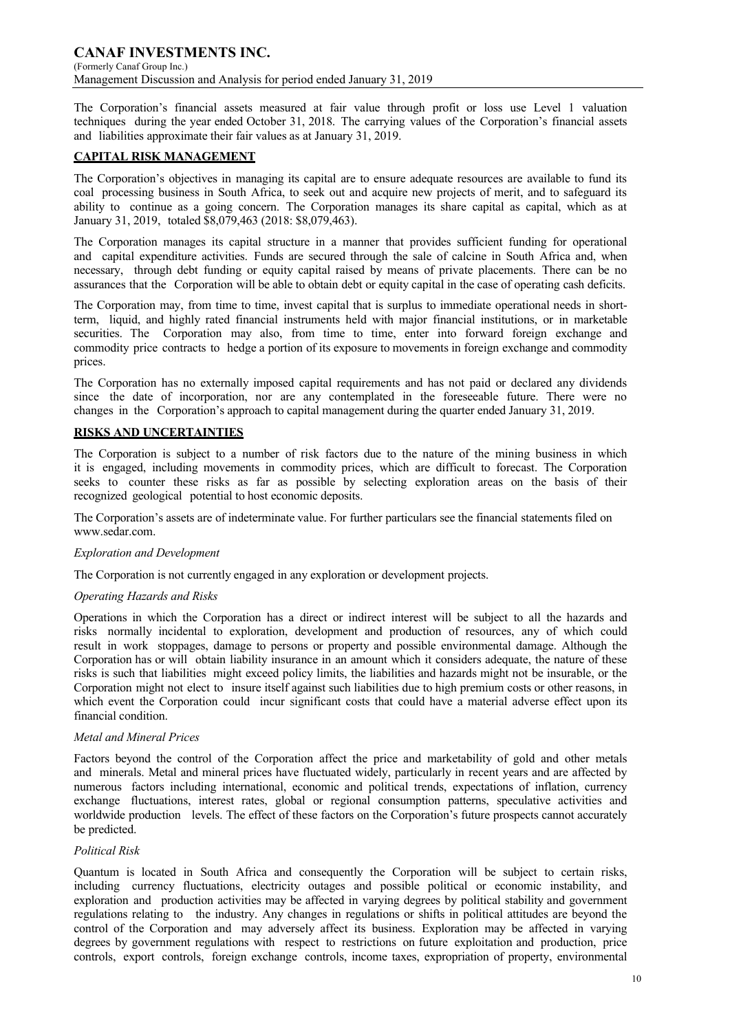The Corporation's financial assets measured at fair value through profit or loss use Level 1 valuation techniques during the year ended October 31, 2018. The carrying values of the Corporation's financial assets and liabilities approximate their fair values as at January 31, 2019.

## CAPITAL RISK MANAGEMENT

The Corporation's objectives in managing its capital are to ensure adequate resources are available to fund its coal processing business in South Africa, to seek out and acquire new projects of merit, and to safeguard its ability to continue as a going concern. The Corporation manages its share capital as capital, which as at January 31, 2019, totaled $8,079,463 (2018: $8,079,463).

The Corporation manages its capital structure in a manner that provides sufficient funding for operational and capital expenditure activities. Funds are secured through the sale of calcine in South Africa and, when necessary, through debt funding or equity capital raised by means of private placements. There can be no assurances that the Corporation will be able to obtain debt or equity capital in the case of operating cash deficits.

The Corporation may, from time to time, invest capital that is surplus to immediate operational needs in short-term, liquid, and highly rated financial instruments held with major financial institutions, or in marketable securities. The Corporation may also, from time to time, enter into forward foreign exchange and commodity price contracts to hedge a portion of its exposure to movements in foreign exchange and commodity prices.

The Corporation has no externally imposed capital requirements and has not paid or declared any dividends since the date of incorporation, nor are any contemplated in the foreseeable future. There were no changes in the Corporation's approach to capital management during the quarter ended January 31, 2019.

## RISKS AND UNCERTAINTIES

The Corporation is subject to a number of risk factors due to the nature of the mining business in which it is engaged, including movements in commodity prices, which are difficult to forecast. The Corporation seeks to counter these risks as far as possible by selecting exploration areas on the basis of their recognized geological potential to host economic deposits.

The Corporation's assets are of indeterminate value. For further particulars see the financial statements filed on www.sedar.com.

*Exploration and Development*

The Corporation is not currently engaged in any exploration or development projects.

*Operating Hazards and Risks*

Operations in which the Corporation has a direct or indirect interest will be subject to all the hazards and risks normally incidental to exploration, development and production of resources, any of which could result in work stoppages, damage to persons or property and possible environmental damage. Although the Corporation has or will obtain liability insurance in an amount which it considers adequate, the nature of these risks is such that liabilities might exceed policy limits, the liabilities and hazards might not be insurable, or the Corporation might not elect to insure itself against such liabilities due to high premium costs or other reasons, in which event the Corporation could incur significant costs that could have a material adverse effect upon its financial condition.

*Metal and Mineral Prices*

Factors beyond the control of the Corporation affect the price and marketability of gold and other metals and minerals. Metal and mineral prices have fluctuated widely, particularly in recent years and are affected by numerous factors including international, economic and political trends, expectations of inflation, currency exchange fluctuations, interest rates, global or regional consumption patterns, speculative activities and worldwide production levels. The effect of these factors on the Corporation's future prospects cannot accurately be predicted.

*Political Risk*

Quantum is located in South Africa and consequently the Corporation will be subject to certain risks, including currency fluctuations, electricity outages and possible political or economic instability, and exploration and production activities may be affected in varying degrees by political stability and government regulations relating to the industry. Any changes in regulations or shifts in political attitudes are beyond the control of the Corporation and may adversely affect its business. Exploration may be affected in varying degrees by government regulations with respect to restrictions on future exploitation and production, price controls, export controls, foreign exchange controls, income taxes, expropriation of property, environmental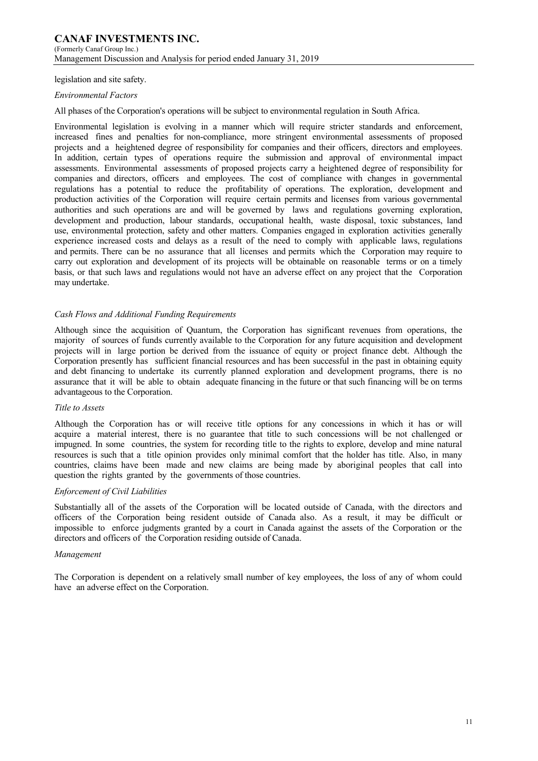legislation and site safety.

*Environmental Factors*

All phases of the Corporation's operations will be subject to environmental regulation in South Africa.

Environmental legislation is evolving in a manner which will require stricter standards and enforcement, increased fines and penalties for non-compliance, more stringent environmental assessments of proposed projects and a heightened degree of responsibility for companies and their officers, directors and employees. In addition, certain types of operations require the submission and approval of environmental impact assessments. Environmental assessments of proposed projects carry a heightened degree of responsibility for companies and directors, officers and employees. The cost of compliance with changes in governmental regulations has a potential to reduce the profitability of operations. The exploration, development and production activities of the Corporation will require certain permits and licenses from various governmental authorities and such operations are and will be governed by laws and regulations governing exploration, development and production, labour standards, occupational health, waste disposal, toxic substances, land use, environmental protection, safety and other matters. Companies engaged in exploration activities generally experience increased costs and delays as a result of the need to comply with applicable laws, regulations and permits. There can be no assurance that all licenses and permits which the Corporation may require to carry out exploration and development of its projects will be obtainable on reasonable terms or on a timely basis, or that such laws and regulations would not have an adverse effect on any project that the Corporation may undertake.

*Cash Flows and Additional Funding Requirements*

Although since the acquisition of Quantum, the Corporation has significant revenues from operations, the majority of sources of funds currently available to the Corporation for any future acquisition and development projects will in large portion be derived from the issuance of equity or project finance debt. Although the Corporation presently has sufficient financial resources and has been successful in the past in obtaining equity and debt financing to undertake its currently planned exploration and development programs, there is no assurance that it will be able to obtain adequate financing in the future or that such financing will be on terms advantageous to the Corporation.

*Title to Assets*

Although the Corporation has or will receive title options for any concessions in which it has or will acquire a material interest, there is no guarantee that title to such concessions will be not challenged or impugned. In some countries, the system for recording title to the rights to explore, develop and mine natural resources is such that a title opinion provides only minimal comfort that the holder has title. Also, in many countries, claims have been made and new claims are being made by aboriginal peoples that call into question the rights granted by the governments of those countries.

*Enforcement of Civil Liabilities*

Substantially all of the assets of the Corporation will be located outside of Canada, with the directors and officers of the Corporation being resident outside of Canada also. As a result, it may be difficult or impossible to enforce judgments granted by a court in Canada against the assets of the Corporation or the directors and officers of the Corporation residing outside of Canada.

*Management*

The Corporation is dependent on a relatively small number of key employees, the loss of any of whom could have an adverse effect on the Corporation.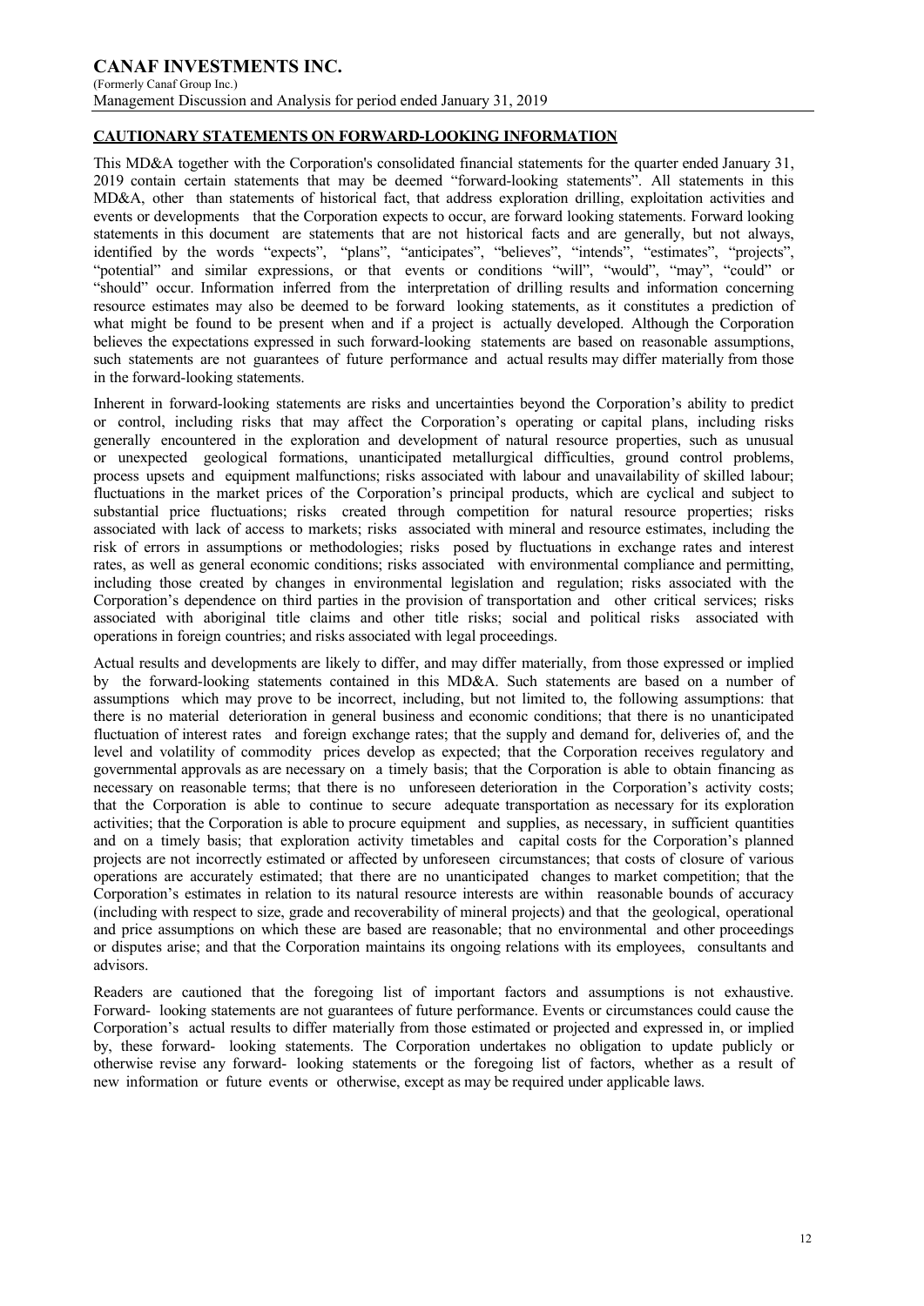## CAUTIONARY STATEMENTS ON FORWARD-LOOKING INFORMATION

This MD&A together with the Corporation's consolidated financial statements for the quarter ended January 31, 2019 contain certain statements that may be deemed "forward-looking statements". All statements in this MD&A, other than statements of historical fact, that address exploration drilling, exploitation activities and events or developments that the Corporation expects to occur, are forward looking statements. Forward looking statements in this document are statements that are not historical facts and are generally, but not always, identified by the words "expects", "plans", "anticipates", "believes", "intends", "estimates", "projects", "potential" and similar expressions, or that events or conditions "will", "would", "may", "could" or "should" occur. Information inferred from the interpretation of drilling results and information concerning resource estimates may also be deemed to be forward looking statements, as it constitutes a prediction of what might be found to be present when and if a project is actually developed. Although the Corporation believes the expectations expressed in such forward-looking statements are based on reasonable assumptions, such statements are not guarantees of future performance and actual results may differ materially from those in the forward-looking statements.

Inherent in forward-looking statements are risks and uncertainties beyond the Corporation's ability to predict or control, including risks that may affect the Corporation's operating or capital plans, including risks generally encountered in the exploration and development of natural resource properties, such as unusual or unexpected geological formations, unanticipated metallurgical difficulties, ground control problems, process upsets and equipment malfunctions; risks associated with labour and unavailability of skilled labour; fluctuations in the market prices of the Corporation's principal products, which are cyclical and subject to substantial price fluctuations; risks created through competition for natural resource properties; risks associated with lack of access to markets; risks associated with mineral and resource estimates, including the risk of errors in assumptions or methodologies; risks posed by fluctuations in exchange rates and interest rates, as well as general economic conditions; risks associated with environmental compliance and permitting, including those created by changes in environmental legislation and regulation; risks associated with the Corporation's dependence on third parties in the provision of transportation and other critical services; risks associated with aboriginal title claims and other title risks; social and political risks associated with operations in foreign countries; and risks associated with legal proceedings.

Actual results and developments are likely to differ, and may differ materially, from those expressed or implied by the forward-looking statements contained in this MD&A. Such statements are based on a number of assumptions which may prove to be incorrect, including, but not limited to, the following assumptions: that there is no material deterioration in general business and economic conditions; that there is no unanticipated fluctuation of interest rates and foreign exchange rates; that the supply and demand for, deliveries of, and the level and volatility of commodity prices develop as expected; that the Corporation receives regulatory and governmental approvals as are necessary on a timely basis; that the Corporation is able to obtain financing as necessary on reasonable terms; that there is no unforeseen deterioration in the Corporation's activity costs; that the Corporation is able to continue to secure adequate transportation as necessary for its exploration activities; that the Corporation is able to procure equipment and supplies, as necessary, in sufficient quantities and on a timely basis; that exploration activity timetables and capital costs for the Corporation's planned projects are not incorrectly estimated or affected by unforeseen circumstances; that costs of closure of various operations are accurately estimated; that there are no unanticipated changes to market competition; that the Corporation's estimates in relation to its natural resource interests are within reasonable bounds of accuracy (including with respect to size, grade and recoverability of mineral projects) and that the geological, operational and price assumptions on which these are based are reasonable; that no environmental and other proceedings or disputes arise; and that the Corporation maintains its ongoing relations with its employees, consultants and advisors.

Readers are cautioned that the foregoing list of important factors and assumptions is not exhaustive. Forward- looking statements are not guarantees of future performance. Events or circumstances could cause the Corporation's actual results to differ materially from those estimated or projected and expressed in, or implied by, these forward- looking statements. The Corporation undertakes no obligation to update publicly or otherwise revise any forward- looking statements or the foregoing list of factors, whether as a result of new information or future events or otherwise, except as may be required under applicable laws.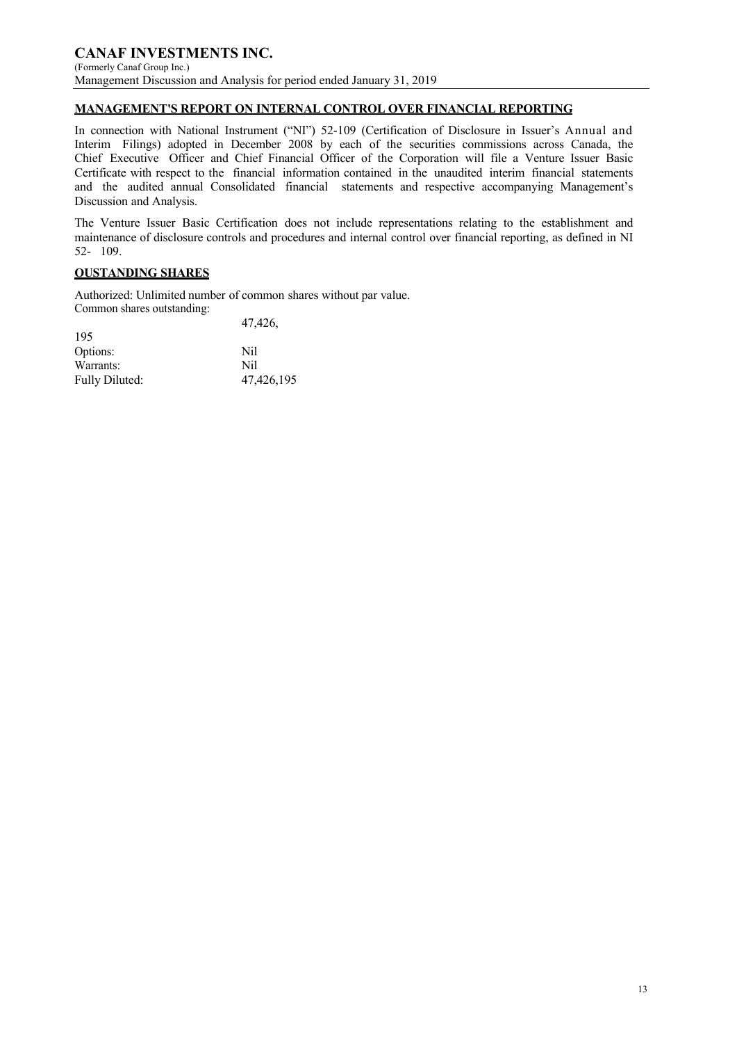## MANAGEMENT'S REPORT ON INTERNAL CONTROL OVER FINANCIAL REPORTING

In connection with National Instrument ("NI") 52-109 (Certification of Disclosure in Issuer's Annual and Interim Filings) adopted in December 2008 by each of the securities commissions across Canada, the Chief Executive Officer and Chief Financial Officer of the Corporation will file a Venture Issuer Basic Certificate with respect to the financial information contained in the unaudited interim financial statements and the audited annual Consolidated financial statements and respective accompanying Management's Discussion and Analysis.

The Venture Issuer Basic Certification does not include representations relating to the establishment and maintenance of disclosure controls and procedures and internal control over financial reporting, as defined in NI 52- 109.

## OUSTANDING SHARES

Authorized: Unlimited number of common shares without par value.
Common shares outstanding:

| | |
|---|---|
| | 47,426, |
| 195 | |
| Options: | Nil |
| Warrants: | Nil |
| Fully Diluted: | 47,426,195 |